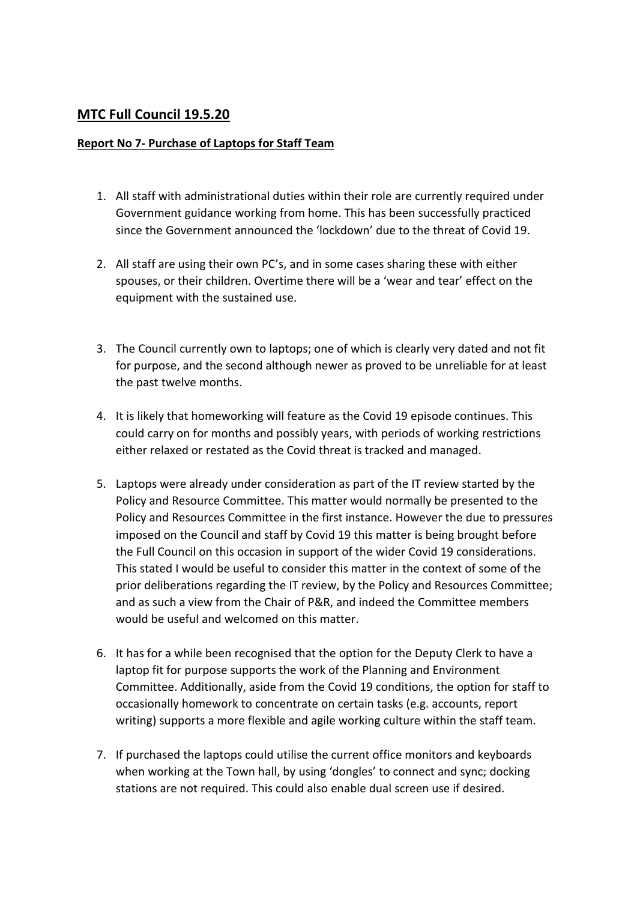## **MTC Full Council 19.5.20**

**Report No 7- Purchase of Laptops for Staff Team**

1. All staff with administrational duties within their role are currently required under Government guidance working from home. This has been successfully practiced since the Government announced the 'lockdown' due to the threat of Covid 19.

2. All staff are using their own PC's, and in some cases sharing these with either spouses, or their children. Overtime there will be a 'wear and tear' effect on the equipment with the sustained use.

3. The Council currently own to laptops; one of which is clearly very dated and not fit for purpose, and the second although newer as proved to be unreliable for at least the past twelve months.

4. It is likely that homeworking will feature as the Covid 19 episode continues. This could carry on for months and possibly years, with periods of working restrictions either relaxed or restated as the Covid threat is tracked and managed.

5. Laptops were already under consideration as part of the IT review started by the Policy and Resource Committee. This matter would normally be presented to the Policy and Resources Committee in the first instance. However the due to pressures imposed on the Council and staff by Covid 19 this matter is being brought before the Full Council on this occasion in support of the wider Covid 19 considerations. This stated I would be useful to consider this matter in the context of some of the prior deliberations regarding the IT review, by the Policy and Resources Committee; and as such a view from the Chair of P&R, and indeed the Committee members would be useful and welcomed on this matter.

6. It has for a while been recognised that the option for the Deputy Clerk to have a laptop fit for purpose supports the work of the Planning and Environment Committee. Additionally, aside from the Covid 19 conditions, the option for staff to occasionally homework to concentrate on certain tasks (e.g. accounts, report writing) supports a more flexible and agile working culture within the staff team.

7. If purchased the laptops could utilise the current office monitors and keyboards when working at the Town hall, by using 'dongles' to connect and sync; docking stations are not required. This could also enable dual screen use if desired.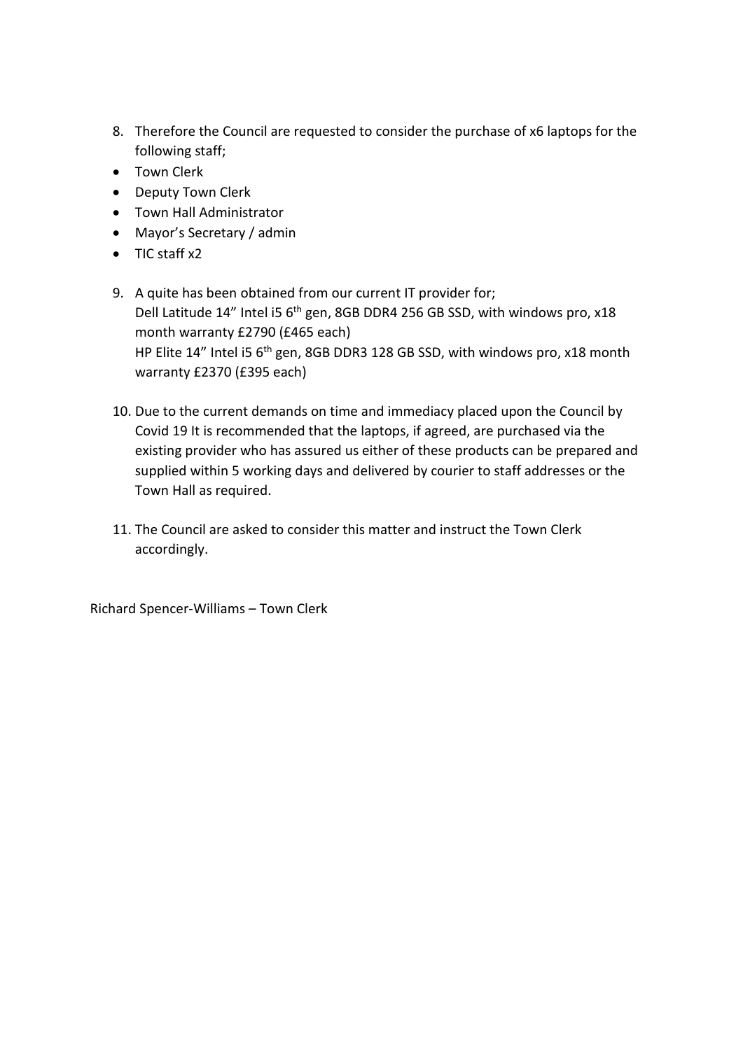8. Therefore the Council are requested to consider the purchase of x6 laptops for the following staff;

- Town Clerk
- Deputy Town Clerk
- Town Hall Administrator
- Mayor's Secretary / admin
- TIC staff x2

9. A quite has been obtained from our current IT provider for;
   Dell Latitude 14" Intel i5 6th gen, 8GB DDR4 256 GB SSD, with windows pro, x18 month warranty £2790 (£465 each)
   HP Elite 14" Intel i5 6th gen, 8GB DDR3 128 GB SSD, with windows pro, x18 month warranty £2370 (£395 each)

10. Due to the current demands on time and immediacy placed upon the Council by Covid 19 It is recommended that the laptops, if agreed, are purchased via the existing provider who has assured us either of these products can be prepared and supplied within 5 working days and delivered by courier to staff addresses or the Town Hall as required.

11. The Council are asked to consider this matter and instruct the Town Clerk accordingly.

Richard Spencer-Williams – Town Clerk